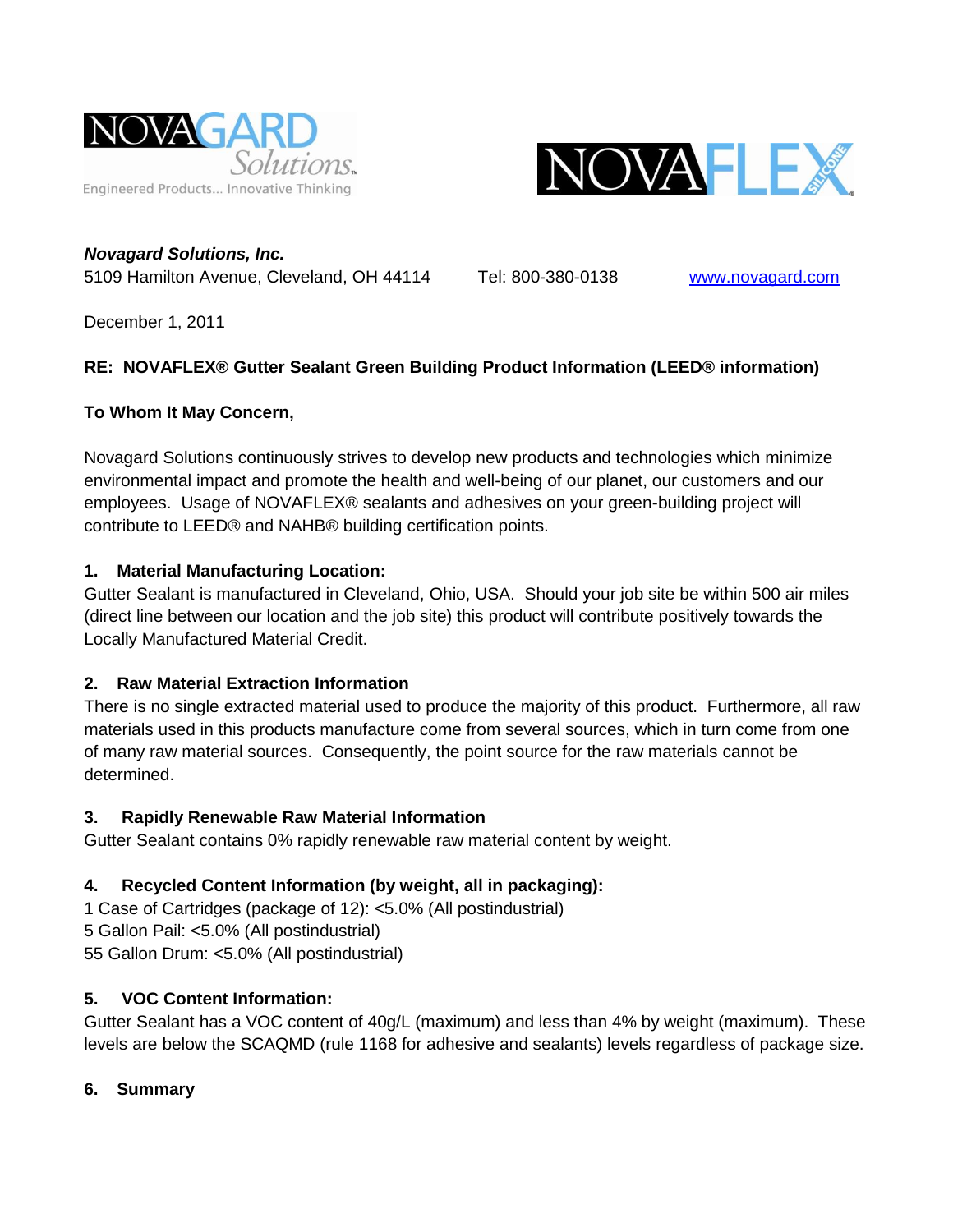NOVAGARD Solutions™
Engineered Products... Innovative Thinking

NOVAFLEX SILICONE

***Novagard Solutions, Inc.***
5109 Hamilton Avenue, Cleveland, OH 44114  Tel: 800-380-0138  [www.novagard.com](http://www.novagard.com)

December 1, 2011

**RE: NOVAFLEX® Gutter Sealant Green Building Product Information (LEED® information)**

**To Whom It May Concern,**

Novagard Solutions continuously strives to develop new products and technologies which minimize environmental impact and promote the health and well-being of our planet, our customers and our employees. Usage of NOVAFLEX® sealants and adhesives on your green-building project will contribute to LEED® and NAHB® building certification points.

**1. Material Manufacturing Location:**

Gutter Sealant is manufactured in Cleveland, Ohio, USA. Should your job site be within 500 air miles (direct line between our location and the job site) this product will contribute positively towards the Locally Manufactured Material Credit.

**2. Raw Material Extraction Information**

There is no single extracted material used to produce the majority of this product. Furthermore, all raw materials used in this products manufacture come from several sources, which in turn come from one of many raw material sources. Consequently, the point source for the raw materials cannot be determined.

**3. Rapidly Renewable Raw Material Information**

Gutter Sealant contains 0% rapidly renewable raw material content by weight.

**4. Recycled Content Information (by weight, all in packaging):**

1 Case of Cartridges (package of 12): <5.0% (All postindustrial)
5 Gallon Pail: <5.0% (All postindustrial)
55 Gallon Drum: <5.0% (All postindustrial)

**5. VOC Content Information:**

Gutter Sealant has a VOC content of 40g/L (maximum) and less than 4% by weight (maximum). These levels are below the SCAQMD (rule 1168 for adhesive and sealants) levels regardless of package size.

**6. Summary**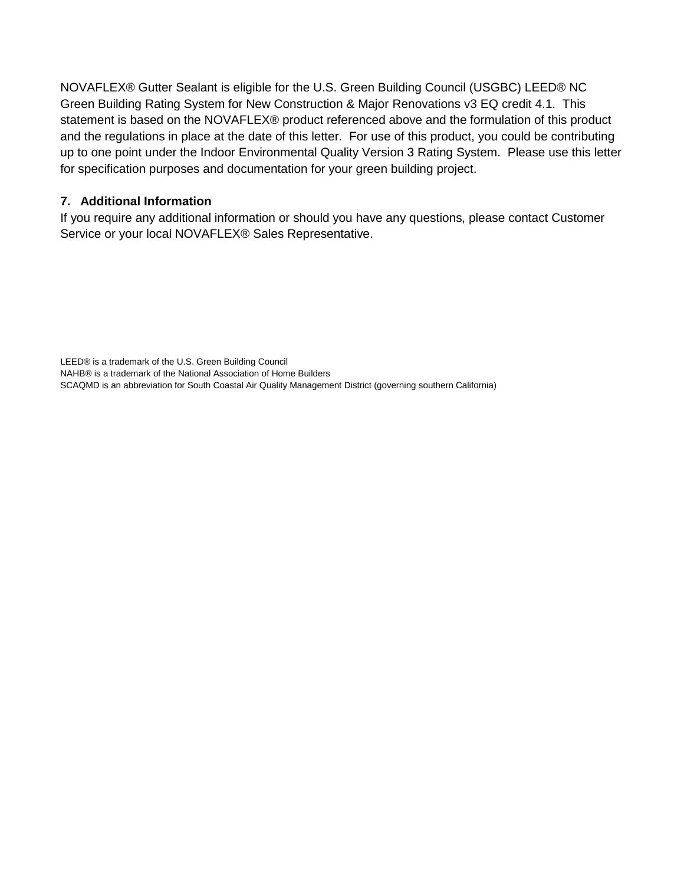NOVAFLEX® Gutter Sealant is eligible for the U.S. Green Building Council (USGBC) LEED® NC Green Building Rating System for New Construction & Major Renovations v3 EQ credit 4.1. This statement is based on the NOVAFLEX® product referenced above and the formulation of this product and the regulations in place at the date of this letter. For use of this product, you could be contributing up to one point under the Indoor Environmental Quality Version 3 Rating System. Please use this letter for specification purposes and documentation for your green building project.

### 7. Additional Information

If you require any additional information or should you have any questions, please contact Customer Service or your local NOVAFLEX® Sales Representative.

LEED® is a trademark of the U.S. Green Building Council
NAHB® is a trademark of the National Association of Home Builders
SCAQMD is an abbreviation for South Coastal Air Quality Management District (governing southern California)